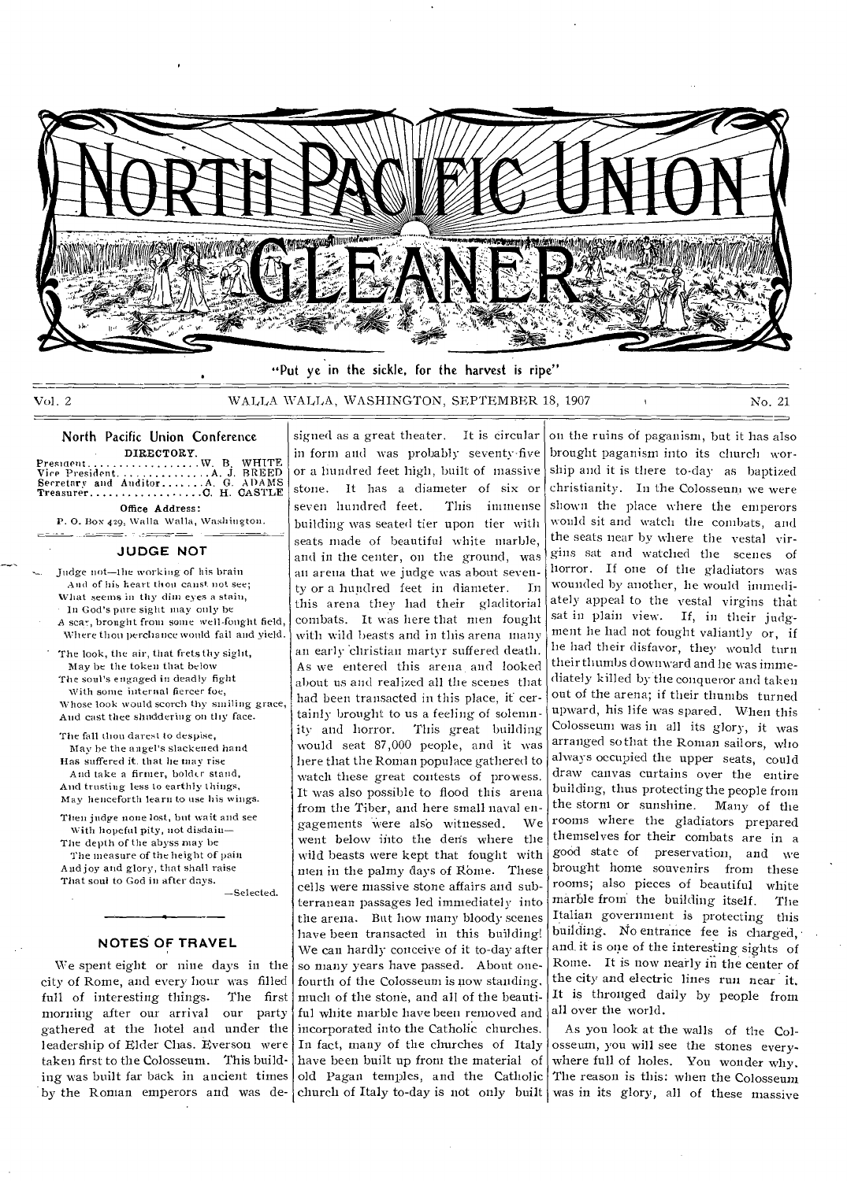# NORTH PACIFIC UNION GLEANER

"Put ye in the sickle, for the harvest is ripe"

Vol. 2 WALLA WALLA, WASHINGTON, SEPTEMBER 18, 1907 No. 21

## North Pacific Union Conference

DIRECTORY.

President . . . . . . . . . . . . . . . . W. B. WHITE
Vice President . . . . . . . . . . . . . A. J. BREED
Secretary and Auditor . . . . . . . A. G. ADAMS
Treasurer . . . . . . . . . . . . . . . . . C. H. CASTLE

Office Address:
P. O. Box 429, Walla Walla, Washington.

## JUDGE NOT

Judge not—the working of his brain
And of his heart thou canst not see;
What seems in thy dim eyes a stain,
In God's pure sight may only be
A scar, brought from some well-fought field,
Where thou perchance would fail and yield.

The look, the air, that frets thy sight,
May be the token that below
The soul's engaged in deadly fight
With some internal fiercer foe,
Whose look would scorch thy smiling grace,
And cast thee shuddering on thy face.

The fall thou darest to despise,
May be the angel's slackened hand
Has suffered it, that he may rise
And take a firmer, bolder stand,
And trusting less to earthly things,
May henceforth learn to use his wings.

Then judge none lost, but wait and see
With hopeful pity, not disdain—
The depth of the abyss may be
The measure of the height of pain
And joy and glory, that shall raise
That soul to God in after days.

—Selected.

## NOTES OF TRAVEL

We spent eight or nine days in the city of Rome, and every hour was filled full of interesting things. The first morning after our arrival our party gathered at the hotel and under the leadership of Elder Chas. Everson were taken first to the Colosseum. This building was built far back in ancient times by the Roman emperors and was designed as a great theater. It is circular in form and was probably seventy-five or a hundred feet high, built of massive stone. It has a diameter of six or seven hundred feet. This immense building was seated tier upon tier with seats made of beautiful white marble, and in the center, on the ground, was an arena that we judge was about seventy or a hundred feet in diameter. In this arena they had their gladitorial combats. It was here that men fought with wild beasts and in this arena many an early christian martyr suffered death. As we entered this arena and looked about us and realized all the scenes that had been transacted in this place, it certainly brought to us a feeling of solemnity and horror. This great building would seat 87,000 people, and it was here that the Roman populace gathered to watch these great contests of prowess. It was also possible to flood this arena from the Tiber, and here small naval engagements were also witnessed. We went below into the dens where the wild beasts were kept that fought with men in the palmy days of Rome. These cells were massive stone affairs and subterranean passages led immediately into the arena. But how many bloody scenes have been transacted in this building! We can hardly conceive of it to-day after so many years have passed. About one-fourth of the Colosseum is now standing, much of the stone, and all of the beautiful white marble have been removed and incorporated into the Catholic churches. In fact, many of the churches of Italy have been built up from the material of old Pagan temples, and the Catholic church of Italy to-day is not only built on the ruins of paganism, but it has also brought paganism into its church worship and it is there to-day as baptized christianity. In the Colosseum we were shown the place where the emperors would sit and watch the combats, and the seats near by where the vestal virgins sat and watched the scenes of horror. If one of the gladiators was wounded by another, he would immediately appeal to the vestal virgins that sat in plain view. If, in their judgment he had not fought valiantly or, if he had their disfavor, they would turn their thumbs downward and he was immediately killed by the conqueror and taken out of the arena; if their thumbs turned upward, his life was spared. When this Colosseum was in all its glory, it was arranged so that the Roman sailors, who always occupied the upper seats, could draw canvas curtains over the entire building, thus protecting the people from the storm or sunshine. Many of the rooms where the gladiators prepared themselves for their combats are in a good state of preservation, and we brought home souvenirs from these rooms; also pieces of beautiful white marble from the building itself. The Italian government is protecting this building. No entrance fee is charged, and it is one of the interesting sights of Rome. It is now nearly in the center of the city and electric lines run near it. It is thronged daily by people from all over the world.

As you look at the walls of the Colosseum, you will see the stones everywhere full of holes. You wonder why. The reason is this: when the Colosseum was in its glory, all of these massive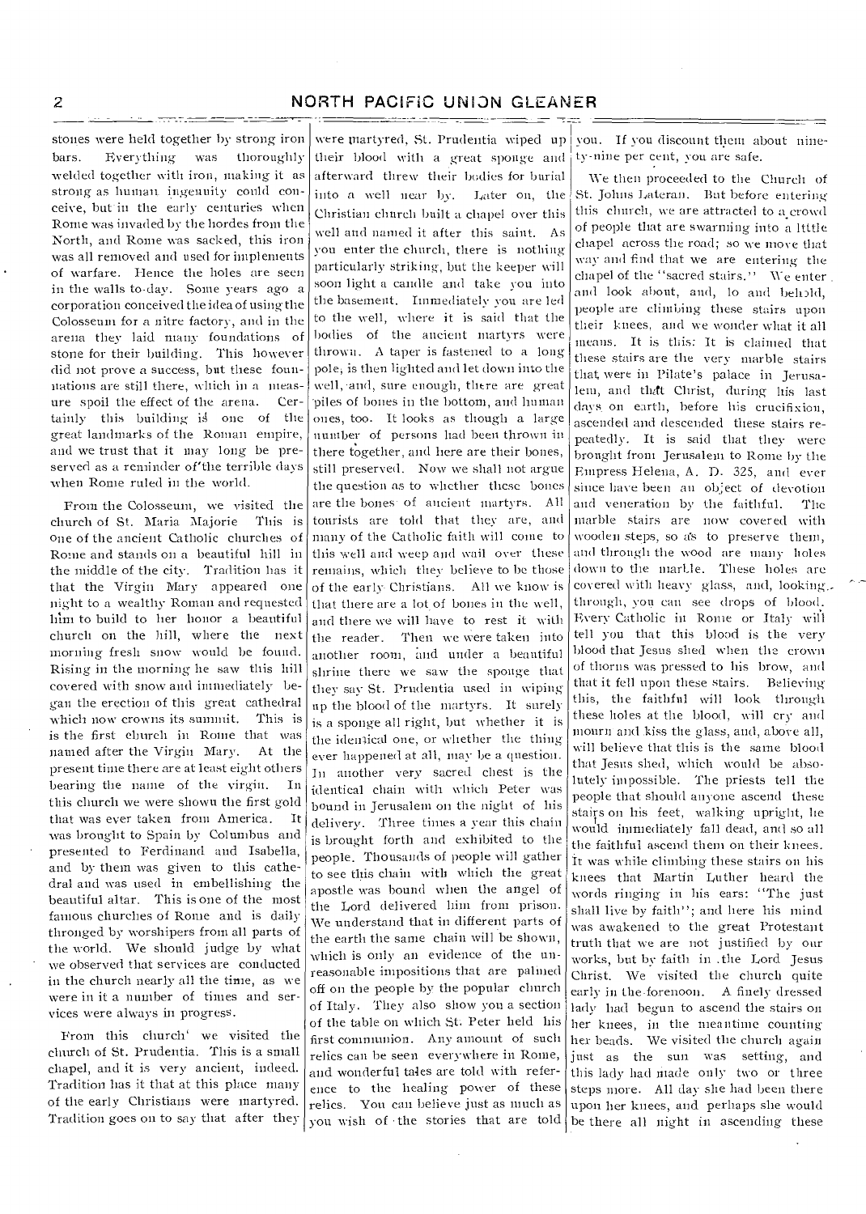stones were held together by strong iron bars. Everything was thoroughly welded together with iron, making it as strong as human ingenuity could conceive, but in the early centuries when Rome was invaded by the hordes from the North, and Rome was sacked, this iron was all removed and used for implements of warfare. Hence the holes are seen in the walls to-day. Some years ago a corporation conceived the idea of using the Colosseum for a nitre factory, and in the arena they laid many foundations of stone for their building. This however did not prove a success, but these foundations are still there, which in a measure spoil the effect of the arena. Certainly this building is one of the great landmarks of the Roman empire, and we trust that it may long be preserved as a reminder of the terrible days when Rome ruled in the world.

From the Colosseum, we visited the church of St. Maria Majorie This is one of the ancient Catholic churches of Rome and stands on a beautiful hill in the middle of the city. Tradition has it that the Virgin Mary appeared one night to a wealthy Roman and requested him to build to her honor a beautiful church on the hill, where the next morning fresh snow would be found. Rising in the morning he saw this hill covered with snow and immediately began the erection of this great cathedral which now crowns its summit. This is is the first church in Rome that was named after the Virgin Mary. At the present time there are at least eight others bearing the name of the virgin. In this church we were shown the first gold that was ever taken from America. It was brought to Spain by Columbus and presented to Ferdinand and Isabella, and by them was given to this cathedral and was used in embellishing the beautiful altar. This is one of the most famous churches of Rome and is daily thronged by worshipers from all parts of the world. We should judge by what we observed that services are conducted in the church nearly all the time, as we were in it a number of times and services were always in progress.

From this church we visited the church of St. Prudentia. This is a small chapel, and it is very ancient, indeed. Tradition has it that at this place many of the early Christians were martyred. Tradition goes on to say that after they were martyred, St. Prudentia wiped up their blood with a great sponge and afterward threw their bodies for burial into a well near by. Later on, the Christian church built a chapel over this well and named it after this saint. As you enter the church, there is nothing particularly striking, but the keeper will soon light a candle and take you into the basement. Immediately you are led to the well, where it is said that the bodies of the ancient martyrs were thrown. A taper is fastened to a long pole, is then lighted and let down into the well, and, sure enough, there are great piles of bones in the bottom, and human ones, too. It looks as though a large number of persons had been thrown in there together, and here are their bones, still preserved. Now we shall not argue the question as to whether these bones are the bones of ancient martyrs. All tourists are told that they are, and many of the Catholic faith will come to this well and weep and wail over these remains, which they believe to be those of the early Christians. All we know is that there are a lot of bones in the well, and there we will have to rest it with the reader. Then we were taken into another room, and under a beautiful shrine there we saw the sponge that they say St. Prudentia used in wiping up the blood of the martyrs. It surely is a sponge all right, but whether it is the identical one, or whether the thing ever happened at all, may be a question. In another very sacred chest is the identical chain with which Peter was bound in Jerusalem on the night of his delivery. Three times a year this chain is brought forth and exhibited to the people. Thousands of people will gather to see this chain with which the great apostle was bound when the angel of the Lord delivered him from prison. We understand that in different parts of the earth the same chain will be shown, which is only an evidence of the unreasonable impositions that are palmed off on the people by the popular church of Italy. They also show you a section of the table on which St. Peter held his first communion. Any amount of such relics can be seen everywhere in Rome, and wonderful tales are told with reference to the healing power of these relics. You can believe just as much as you wish of the stories that are told you. If you discount them about ninety-nine per cent, you are safe.

We then proceeded to the Church of St. Johns Lateran. But before entering this church, we are attracted to a crowd of people that are swarming into a little chapel across the road; so we move that way and find that we are entering the chapel of the "sacred stairs." We enter and look about, and, lo and behold, people are climbing these stairs upon their knees, and we wonder what it all means. It is this: It is claimed that these stairs are the very marble stairs that were in Pilate's palace in Jerusalem, and that Christ, during his last days on earth, before his crucifixion, ascended and descended these stairs repeatedly. It is said that they were brought from Jerusalem to Rome by the Empress Helena, A. D. 325, and ever since have been an object of devotion and veneration by the faithful. The marble stairs are now covered with wooden steps, so as to preserve them, and through the wood are many holes down to the marble. These holes are covered with heavy glass, and, looking through, you can see drops of blood. Every Catholic in Rome or Italy will tell you that this blood is the very blood that Jesus shed when the crown of thorns was pressed to his brow, and that it fell upon these stairs. Believing this, the faithful will look through these holes at the blood, will cry and mourn and kiss the glass, and, above all, will believe that this is the same blood that Jesus shed, which would be absolutely impossible. The priests tell the people that should anyone ascend these stairs on his feet, walking upright, he would immediately fall dead, and so all the faithful ascend them on their knees. It was while climbing these stairs on his knees that Martin Luther heard the words ringing in his ears: "The just shall live by faith"; and here his mind was awakened to the great Protestant truth that we are not justified by our works, but by faith in the Lord Jesus Christ. We visited the church quite early in the forenoon. A finely dressed lady had begun to ascend the stairs on her knees, in the meantime counting her beads. We visited the church again just as the sun was setting, and this lady had made only two or three steps more. All day she had been there upon her knees, and perhaps she would be there all night in ascending these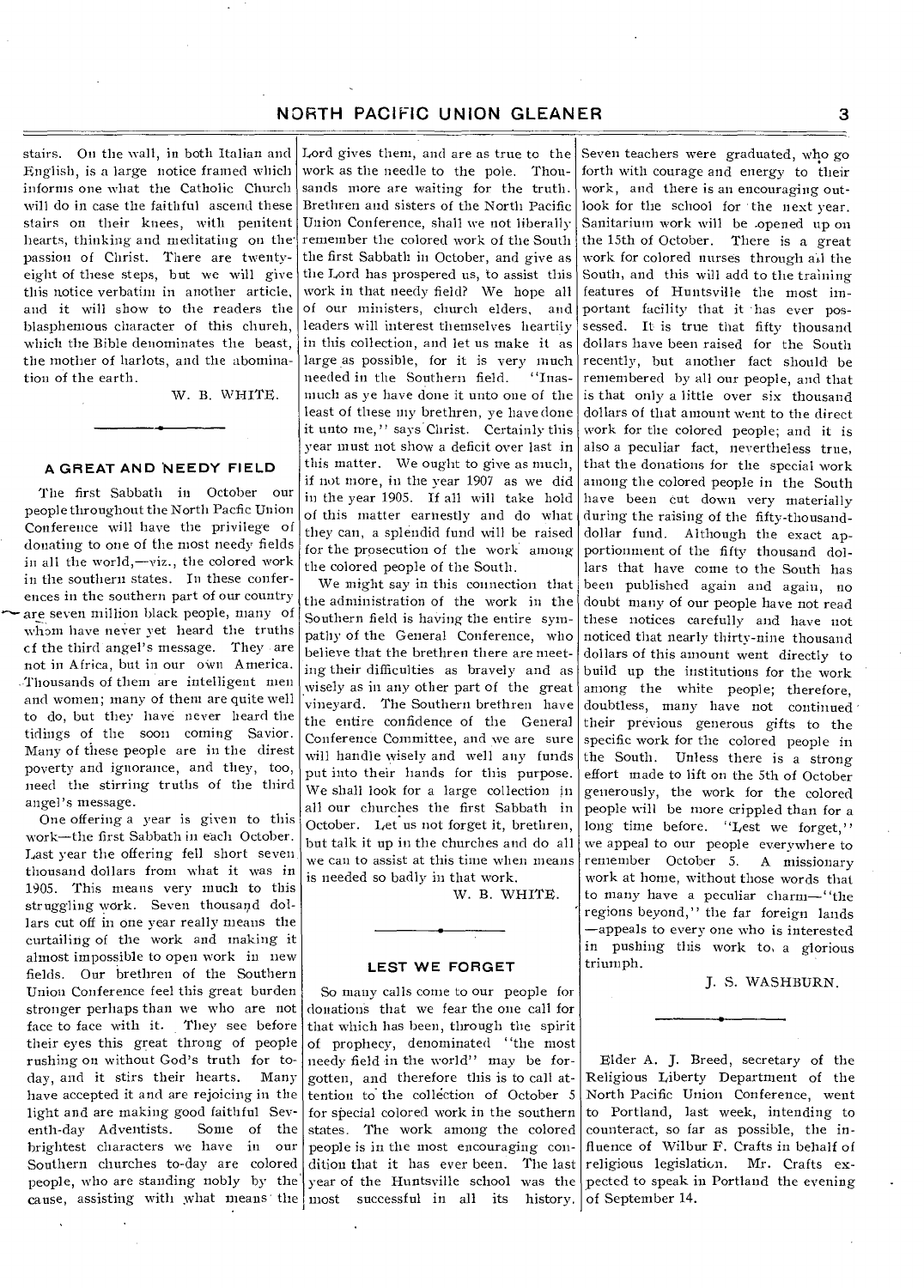stairs. On the wall, in both Italian and English, is a large notice framed which informs one what the Catholic Church will do in case the faithful ascend these stairs on their knees, with penitent hearts, thinking and meditating on the passion of Christ. There are twenty-eight of these steps, but we will give this notice verbatim in another article, and it will show to the readers the blasphemous character of this church, which the Bible denominates the beast, the mother of harlots, and the abomination of the earth.

W. B. WHITE.

## A GREAT AND NEEDY FIELD

The first Sabbath in October our people throughout the North Pacfic Union Conference will have the privilege of donating to one of the most needy fields in all the world,—viz., the colored work in the southern states. In these conferences in the southern part of our country are seven million black people, many of whom have never yet heard the truths of the third angel's message. They are not in Africa, but in our own America. Thousands of them are intelligent men and women; many of them are quite well to do, but they have never heard the tidings of the soon coming Savior. Many of these people are in the direst poverty and ignorance, and they, too, need the stirring truths of the third angel's message.

One offering a year is given to this work—the first Sabbath in each October. Last year the offering fell short seven thousand dollars from what it was in 1905. This means very much to this struggling work. Seven thousand dollars cut off in one year really means the curtailing of the work and making it almost impossible to open work in new fields. Our brethren of the Southern Union Conference feel this great burden stronger perhaps than we who are not face to face with it. They see before their eyes this great throng of people rushing on without God's truth for today, and it stirs their hearts. Many have accepted it and are rejoicing in the light and are making good faithful Seventh-day Adventists. Some of the brightest characters we have in our Southern churches to-day are colored people, who are standing nobly by the cause, assisting with what means the Lord gives them, and are as true to the work as the needle to the pole. Thousands more are waiting for the truth. Brethren and sisters of the North Pacific Union Conference, shall we not liberally remember the colored work of the South the first Sabbath in October, and give as the Lord has prospered us, to assist this work in that needy field? We hope all of our ministers, church elders, and leaders will interest themselves heartily in this collection, and let us make it as large as possible, for it is very much needed in the Southern field. "Inasmuch as ye have done it unto one of the least of these my brethren, ye have done it unto me," says Christ. Certainly this year must not show a deficit over last in this matter. We ought to give as much, if not more, in the year 1907 as we did in the year 1905. If all will take hold of this matter earnestly and do what they can, a splendid fund will be raised for the prosecution of the work among the colored people of the South.

We might say in this connection that the administration of the work in the Southern field is having the entire sympathy of the General Conference, who believe that the brethren there are meeting their difficulties as bravely and as wisely as in any other part of the great vineyard. The Southern brethren have the entire confidence of the General Conference Committee, and we are sure will handle wisely and well any funds put into their hands for this purpose. We shall look for a large collection in all our churches the first Sabbath in October. Let us not forget it, brethren, but talk it up in the churches and do all we can to assist at this time when means is needed so badly in that work.

W. B. WHITE.

## LEST WE FORGET

So many calls come to our people for donations that we fear the one call for that which has been, through the spirit of prophecy, denominated "the most needy field in the world" may be forgotten, and therefore this is to call attention to the collection of October 5 for special colored work in the southern states. The work among the colored people is in the most encouraging condition that it has ever been. The last year of the Huntsville school was the most successful in all its history. Seven teachers were graduated, who go forth with courage and energy to their work, and there is an encouraging outlook for the school for the next year. Sanitarium work will be opened up on the 15th of October. There is a great work for colored nurses through all the South, and this will add to the training features of Huntsville the most important facility that it has ever possessed. It is true that fifty thousand dollars have been raised for the South recently, but another fact should be remembered by all our people, and that is that only a little over six thousand dollars of that amount went to the direct work for the colored people; and it is also a peculiar fact, nevertheless true, that the donations for the special work among the colored people in the South have been cut down very materially during the raising of the fifty-thousand-dollar fund. Although the exact apportionment of the fifty thousand dollars that have come to the South has been published again and again, no doubt many of our people have not read these notices carefully and have not noticed that nearly thirty-nine thousand dollars of this amount went directly to build up the institutions for the work among the white people; therefore, doubtless, many have not continued their previous generous gifts to the specific work for the colored people in the South. Unless there is a strong effort made to lift on the 5th of October generously, the work for the colored people will be more crippled than for a long time before. "Lest we forget," we appeal to our people everywhere to remember October 5. A missionary work at home, without those words that to many have a peculiar charm—"the regions beyond," the far foreign lands—appeals to every one who is interested in pushing this work to a glorious triumph.

J. S. WASHBURN.

---

Elder A. J. Breed, secretary of the Religious Liberty Department of the North Pacific Union Conference, went to Portland, last week, intending to counteract, so far as possible, the influence of Wilbur F. Crafts in behalf of religious legislation. Mr. Crafts expected to speak in Portland the evening of September 14.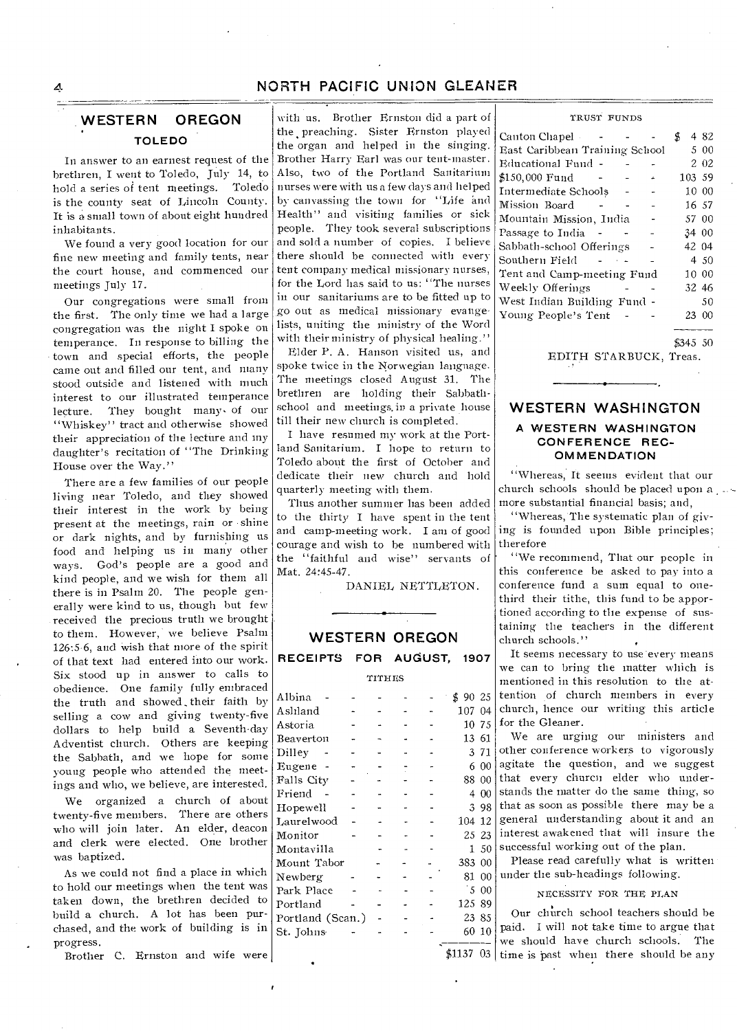## WESTERN OREGON

### TOLEDO

In answer to an earnest request of the brethren, I went to Toledo, July 14, to hold a series of tent meetings. Toledo is the county seat of Lincoln County. It is a small town of about eight hundred inhabitants.

We found a very good location for our fine new meeting and family tents, near the court house, and commenced our meetings July 17.

Our congregations were small from the first. The only time we had a large congregation was the night I spoke on temperance. In response to billing the town and special efforts, the people came out and filled our tent, and many stood outside and listened with much interest to our illustrated temperance lecture. They bought many of our "Whiskey" tract and otherwise showed their appreciation of the lecture and my daughter's recitation of "The Drinking House over the Way."

There are a few families of our people living near Toledo, and they showed their interest in the work by being present at the meetings, rain or shine or dark nights, and by furnishing us food and helping us in many other ways. God's people are a good and kind people, and we wish for them all there is in Psalm 20. The people generally were kind to us, though but few received the precious truth we brought to them. However, we believe Psalm 126:5-6, and wish that more of the spirit of that text had entered into our work. Six stood up in answer to calls to obedience. One family fully embraced the truth and showed their faith by selling a cow and giving twenty-five dollars to help build a Seventh-day Adventist church. Others are keeping the Sabbath, and we hope for some young people who attended the meetings and who, we believe, are interested.

We organized a church of about twenty-five members. There are others who will join later. An elder, deacon and clerk were elected. One brother was baptized.

As we could not find a place in which to hold our meetings when the tent was taken down, the brethren decided to build a church. A lot has been purchased, and the work of building is in progress.

Brother C. Ernston and wife were with us. Brother Ernston did a part of the preaching. Sister Ernston played the organ and helped in the singing. Brother Harry Earl was our tent-master. Also, two of the Portland Sanitarium nurses were with us a few days and helped by canvassing the town for "Life and Health" and visiting families or sick people. They took several subscriptions and sold a number of copies. I believe there should be connected with every tent company medical missionary nurses, for the Lord has said to us: "The nurses in our sanitariums are to be fitted up to go out as medical missionary evangelists, uniting the ministry of the Word with their ministry of physical healing."

Elder P. A. Hanson visited us, and spoke twice in the Norwegian language. The meetings closed August 31. The brethren are holding their Sabbath-school and meetings in a private house till their new church is completed.

I have resumed my work at the Portland Sanitarium. I hope to return to Toledo about the first of October and dedicate their new church and hold quarterly meeting with them.

Thus another summer has been added to the thirty I have spent in the tent and camp-meeting work. I am of good courage and wish to be numbered with the "faithful and wise" servants of Mat. 24:45-47.

DANIEL NETTLETON.

## WESTERN OREGON

### RECEIPTS FOR AUGUST, 1907

TITHES

| | |
|---|---|
| Albina | $ 90 25 |
| Ashland | 107 04 |
| Astoria | 10 75 |
| Beaverton | 13 61 |
| Dilley | 3 71 |
| Eugene | 6 00 |
| Falls City | 88 00 |
| Friend | 4 00 |
| Hopewell | 3 98 |
| Laurelwood | 104 12 |
| Monitor | 25 23 |
| Montavilla | 1 50 |
| Mount Tabor | 383 00 |
| Newberg | 81 00 |
| Park Place | 5 00 |
| Portland | 125 89 |
| Portland (Scan.) | 23 85 |
| St. Johns | 60 10 |
| | $1137 03 |

TRUST FUNDS

| | |
|---|---|
| Canton Chapel | $ 4 82 |
| East Caribbean Training School | 5 00 |
| Educational Fund | 2 02 |
| $150,000 Fund | 103 59 |
| Intermediate Schools | 10 00 |
| Mission Board | 16 57 |
| Mountain Mission, India | 57 00 |
| Passage to India | 34 00 |
| Sabbath-school Offerings | 42 04 |
| Southern Field | 4 50 |
| Tent and Camp-meeting Fund | 10 00 |
| Weekly Offerings | 32 46 |
| West Indian Building Fund | 50 |
| Young People's Tent | 23 00 |
| | $345 50 |

EDITH STARBUCK, Treas.

## WESTERN WASHINGTON

### A WESTERN WASHINGTON CONFERENCE RECOMMENDATION

"Whereas, It seems evident that our church schools should be placed upon a more substantial financial basis; and,

"Whereas, The systematic plan of giving is founded upon Bible principles; therefore

"We recommend, That our people in this conference be asked to pay into a conference fund a sum equal to one-third their tithe, this fund to be apportioned according to the expense of sustaining the teachers in the different church schools."

It seems necessary to use every means we can to bring the matter which is mentioned in this resolution to the attention of church members in every church, hence our writing this article for the Gleaner.

We are urging our ministers and other conference workers to vigorously agitate the question, and we suggest that every church elder who understands the matter do the same thing, so that as soon as possible there may be a general understanding about it and an interest awakened that will insure the successful working out of the plan.

Please read carefully what is written under the sub-headings following.

NECESSITY FOR THE PLAN

Our church school teachers should be paid. I will not take time to argue that we should have church schools. The time is past when there should be any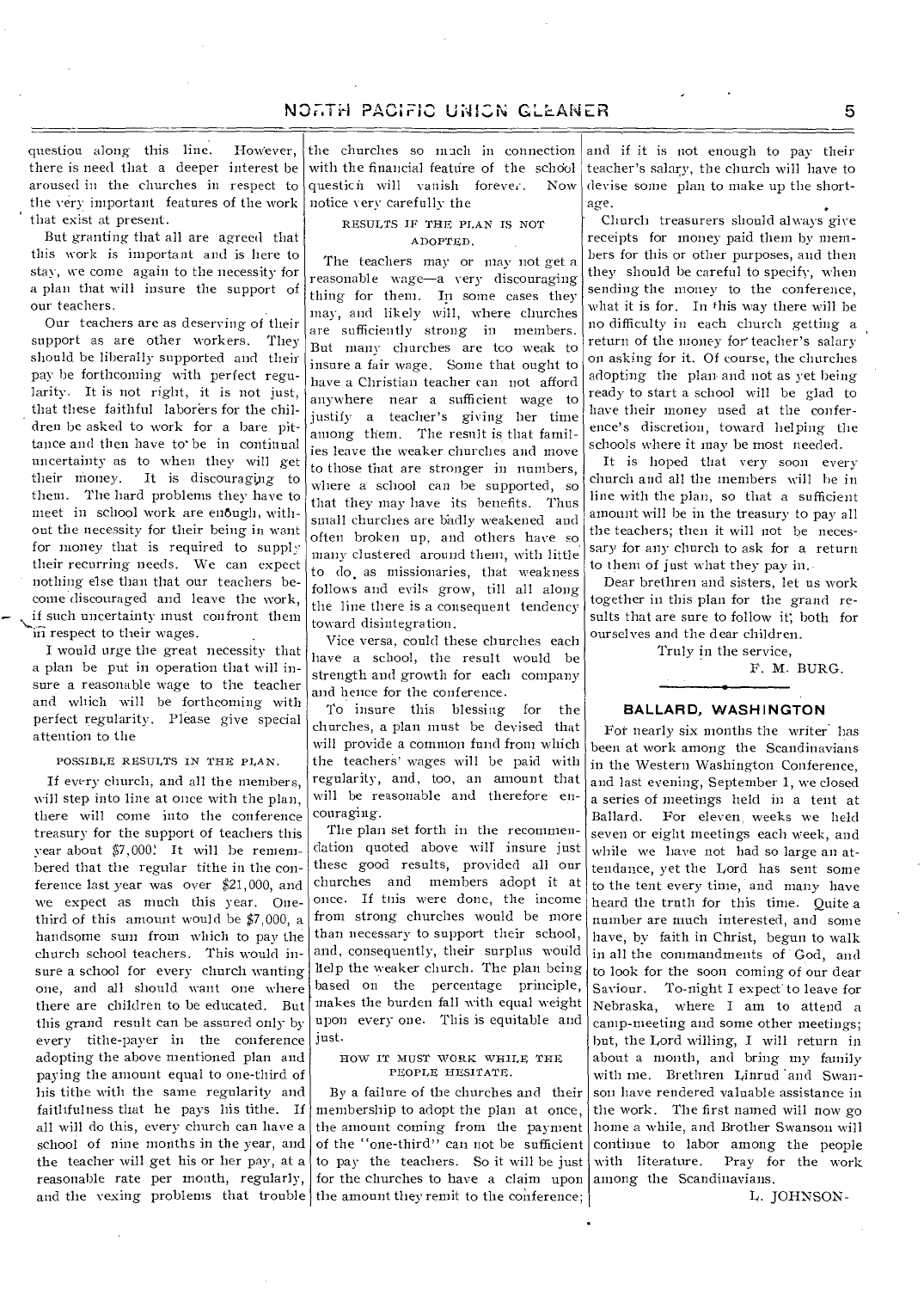question along this line. However, there is need that a deeper interest be aroused in the churches in respect to the very important features of the work that exist at present.

But granting that all are agreed that this work is important and is here to stay, we come again to the necessity for a plan that will insure the support of our teachers.

Our teachers are as deserving of their support as are other workers. They should be liberally supported and their pay be forthcoming with perfect regularity. It is not right, it is not just, that these faithful laborers for the children be asked to work for a bare pittance and then have to be in continual uncertainty as to when they will get their money. It is discouraging to them. The hard problems they have to meet in school work are enough, without the necessity for their being in want for money that is required to supply their recurring needs. We can expect nothing else than that our teachers become discouraged and leave the work, if such uncertainty must confront them in respect to their wages.

I would urge the great necessity that a plan be put in operation that will insure a reasonable wage to the teacher and which will be forthcoming with perfect regularity. Please give special attention to the

POSSIBLE RESULTS IN THE PLAN.

If every church, and all the members, will step into line at once with the plan, there will come into the conference treasury for the support of teachers this year about $7,000! It will be remembered that the regular tithe in the conference last year was over $21,000, and we expect as much this year. One-third of this amount would be $7,000, a handsome sum from which to pay the church school teachers. This would insure a school for every church wanting one, and all should want one where there are children to be educated. But this grand result can be assured only by every tithe-payer in the conference adopting the above mentioned plan and paying the amount equal to one-third of his tithe with the same regularity and faithfulness that he pays his tithe. If all will do this, every church can have a school of nine months in the year, and the teacher will get his or her pay, at a reasonable rate per month, regularly, and the vexing problems that trouble the churches so much in connection with the financial feature of the school question will vanish forever. Now notice very carefully the

RESULTS IF THE PLAN IS NOT ADOPTED.

The teachers may or may not get a reasonable wage—a very discouraging thing for them. In some cases they may, and likely will, where churches are sufficiently strong in members. But many churches are too weak to insure a fair wage. Some that ought to have a Christian teacher can not afford anywhere near a sufficient wage to justify a teacher's giving her time among them. The result is that families leave the weaker churches and move to those that are stronger in numbers, where a school can be supported, so that they may have its benefits. Thus small churches are badly weakened and often broken up, and others have so many clustered around them, with little to do, as missionaries, that weakness follows and evils grow, till all along the line there is a consequent tendency toward disintegration.

Vice versa, could these churches each have a school, the result would be strength and growth for each company and hence for the conference.

To insure this blessing for the churches, a plan must be devised that will provide a common fund from which the teachers' wages will be paid with regularity, and, too, an amount that will be reasonable and therefore encouraging.

The plan set forth in the recommendation quoted above will insure just these good results, provided all our churches and members adopt it at once. If this were done, the income from strong churches would be more than necessary to support their school, and, consequently, their surplus would help the weaker church. The plan being based on the percentage principle, makes the burden fall with equal weight upon every one. This is equitable and just.

HOW IT MUST WORK WHILE THE PEOPLE HESITATE.

By a failure of the churches and their membership to adopt the plan at once, the amount coming from the payment of the "one-third" can not be sufficient to pay the teachers. So it will be just for the churches to have a claim upon the amount they remit to the conference; and if it is not enough to pay their teacher's salary, the church will have to devise some plan to make up the shortage.

Church treasurers should always give receipts for money paid them by members for this or other purposes, and then they should be careful to specify, when sending the money to the conference, what it is for. In this way there will be no difficulty in each church getting a return of the money for teacher's salary on asking for it. Of course, the churches adopting the plan and not as yet being ready to start a school will be glad to have their money used at the conference's discretion, toward helping the schools where it may be most needed.

It is hoped that very soon every church and all the members will be in line with the plan, so that a sufficient amount will be in the treasury to pay all the teachers; then it will not be necessary for any church to ask for a return to them of just what they pay in.

Dear brethren and sisters, let us work together in this plan for the grand results that are sure to follow it, both for ourselves and the dear children.

Truly in the service,

F. M. BURG.

## BALLARD, WASHINGTON

For nearly six months the writer has been at work among the Scandinavians in the Western Washington Conference, and last evening, September 1, we closed a series of meetings held in a tent at Ballard. For eleven weeks we held seven or eight meetings each week, and while we have not had so large an attendance, yet the Lord has sent some to the tent every time, and many have heard the truth for this time. Quite a number are much interested, and some have, by faith in Christ, begun to walk in all the commandments of God, and to look for the soon coming of our dear Saviour. To-night I expect to leave for Nebraska, where I am to attend a camp-meeting and some other meetings; but, the Lord willing, I will return in about a month, and bring my family with me. Brethren Linrud and Swanson have rendered valuable assistance in the work. The first named will now go home a while, and Brother Swanson will continue to labor among the people with literature. Pray for the work among the Scandinavians.

L. JOHNSON.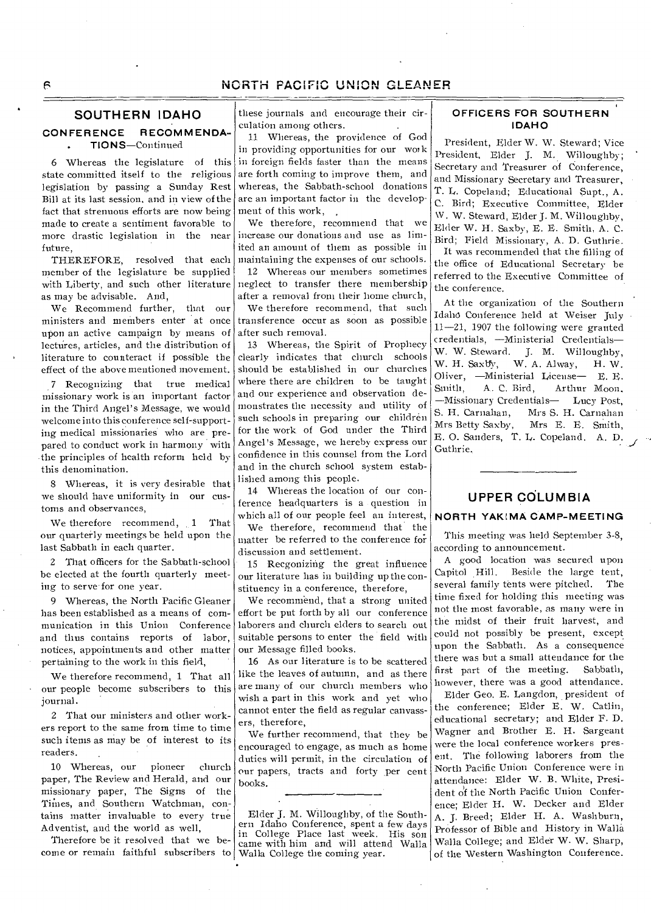## SOUTHERN IDAHO

### CONFERENCE RECOMMENDATIONS—Continued

6 Whereas the legislature of this state committed itself to the religious legislation by passing a Sunday Rest Bill at its last session, and in view of the fact that strenuous efforts are now being made to create a sentiment favorable to more drastic legislation in the near future,

THEREFORE, resolved that each member of the legislature be supplied with Liberty, and such other literature as may be advisable. And,

We Recommend further, that our ministers and members enter at once upon an active campaign by means of lectures, articles, and the distribution of literature to counteract if possible the effect of the above mentioned movement.

7 Recognizing that true medical missionary work is an important factor in the Third Angel's Message, we would welcome into this conference self-supporting medical missionaries who are prepared to conduct work in harmony with the principles of health reform held by this denomination.

8 Whereas, it is very desirable that we should have uniformity in our customs and observances,

We therefore recommend, 1 That our quarterly meetings be held upon the last Sabbath in each quarter.

2 That officers for the Sabbath-school be elected at the fourth quarterly meeting to serve for one year.

9 Whereas, the North Pacific Gleaner has been established as a means of communication in this Union Conference and thus contains reports of labor, notices, appointments and other matter pertaining to the work in this field,

We therefore recommend, 1 That all our people become subscribers to this journal.

2 That our ministers and other workers report to the same from time to time such items as may be of interest to its readers.

10 Whereas, our pioneer church paper, The Review and Herald, and our missionary paper, The Signs of the Times, and Southern Watchman, contains matter invaluable to every true Adventist, and the world as well,

Therefore be it resolved that we become or remain faithful subscribers to these journals and encourage their circulation among others.

11 Whereas, the providence of God in providing opportunities for our work in foreign fields faster than the means are forth coming to improve them, and whereas, the Sabbath-school donations are an important factor in the development of this work,

We therefore, recommend that we increase our donations and use as limited an amount of them as possible in maintaining the expenses of our schools.

12 Whereas our members sometimes neglect to transfer there membership after a removal from their home church,

We therefore recommend, that such transference occur as soon as possible after such removal.

13 Whereas, the Spirit of Prophecy clearly indicates that church schools should be established in our churches where there are children to be taught and our experience and observation demonstrates the necessity and utility of such schools in preparing our children for the work of God under the Third Angel's Message, we hereby express our confidence in this counsel from the Lord and in the church school system established among this people.

14 Whereas the location of our conference headquarters is a question in which all of our people feel an interest,

We therefore, recommend that the matter be referred to the conference for discussion and settlement.

15 Recognizing the great influence our literature has in building up the constituency in a conference, therefore,

We recommend, that a strong united effort be put forth by all our conference laborers and church elders to search out suitable persons to enter the field with our Message filled books.

16 As our literature is to be scattered like the leaves of autumn, and as there are many of our church members who wish a part in this work and yet who cannot enter the field as regular canvassers, therefore,

We further recommend, that they be encouraged to engage, as much as home duties will permit, in the circulation of our papers, tracts and forty per cent books.

---

Elder J. M. Willoughby, of the Southern Idaho Conference, spent a few days in College Place last week. His son came with him and will attend Walla Walla College the coming year.

### OFFICERS FOR SOUTHERN IDAHO

President, Elder W. W. Steward; Vice President, Elder J. M. Willoughby; Secretary and Treasurer of Conference, and Missionary Secretary and Treasurer, T. L. Copeland; Educational Supt., A. C. Bird; Executive Committee, Elder W. W. Steward, Elder J. M. Willoughby, Elder W. H. Saxby, E. E. Smith, A. C. Bird; Field Missionary, A. D. Guthrie.

It was recommended that the filling of the office of Educational Secretary be referred to the Executive Committee of the conference.

At the organization of the Southern Idaho Conference held at Weiser July 11—21, 1907 the following were granted credentials, —Ministerial Credentials— W. W. Steward. J. M. Willoughby, W. H. Saxby, W. A. Alway, H. W. Oliver, —Ministerial License— E. E. Smith, A. C. Bird, Arthur Moon. —Missionary Credentials— Lucy Post, S. H. Carnahan, Mrs S. H. Carnahan Mrs Betty Saxby, Mrs E. E. Smith, E. O. Sanders, T. L. Copeland. A. D. Guthrie.

---

## UPPER COLUMBIA

### NORTH YAKIMA CAMP-MEETING

This meeting was held September 3-8, according to announcement.

A good location was secured upon Capitol Hill. Beside the large tent, several family tents were pitched. The time fixed for holding this meeting was not the most favorable, as many were in the midst of their fruit harvest, and could not possibly be present, except upon the Sabbath. As a consequence there was but a small attendance for the first part of the meeting. Sabbath, however, there was a good attendance.

Elder Geo. E. Langdon, president of the conference; Elder E. W. Catlin, educational secretary; and Elder F. D. Wagner and Brother E. H. Sargeant were the local conference workers present. The following laborers from the North Pacific Union Conference were in attendance: Elder W. B. White, President of the North Pacific Union Conference; Elder H. W. Decker and Elder A. J. Breed; Elder H. A. Washburn, Professor of Bible and History in Walla Walla College; and Elder W. W. Sharp, of the Western Washington Conference.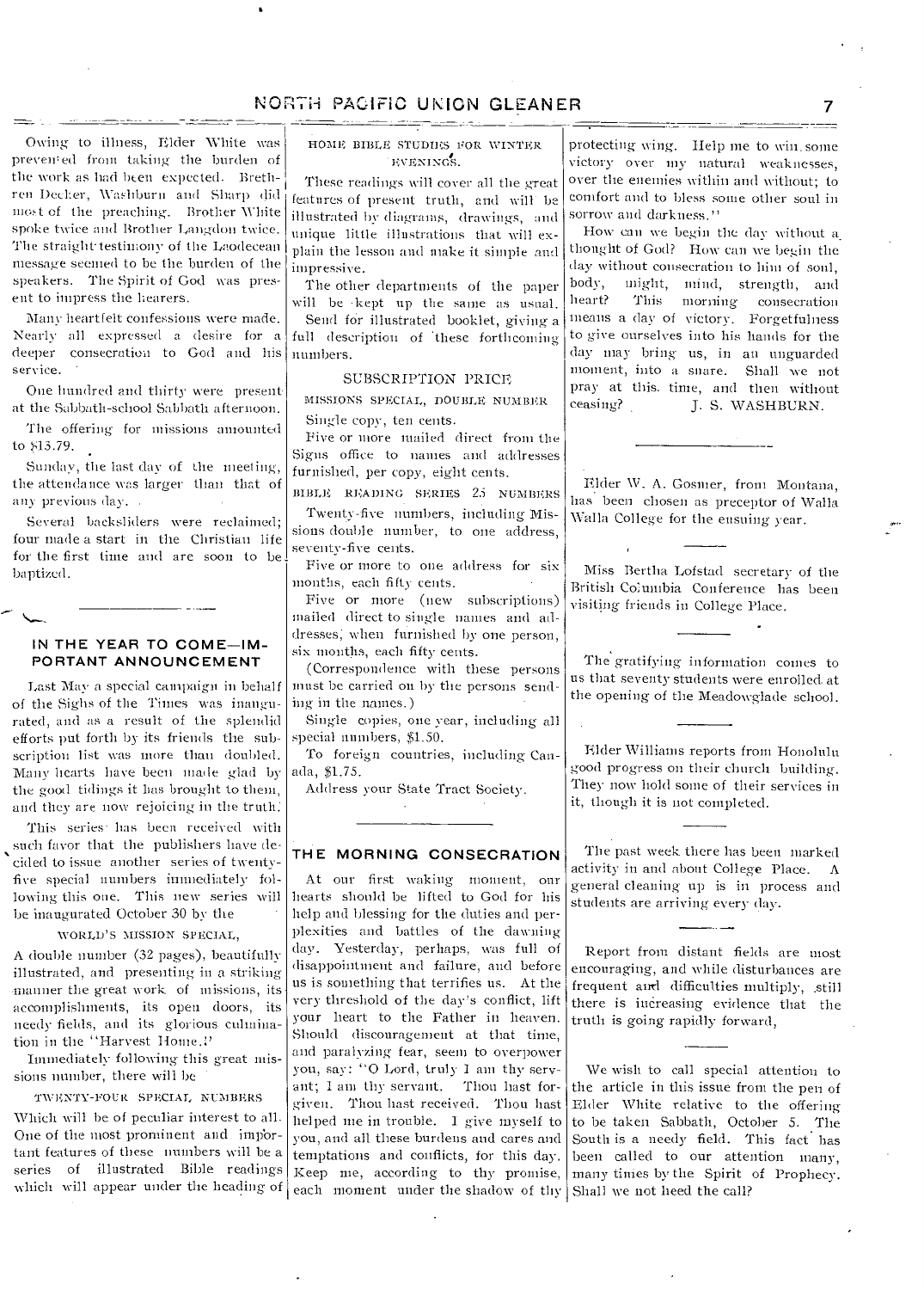Owing to illness, Elder White was prevented from taking the burden of the work as had been expected. Brethren Decker, Washburn and Sharp did most of the preaching. Brother White spoke twice and Brother Langdon twice. The straight testimony of the Laodecean message seemed to be the burden of the speakers. The Spirit of God was present to impress the hearers.

Many heartfelt confessions were made. Nearly all expressed a desire for a deeper consecration to God and his service.

One hundred and thirty were present at the Sabbath-school Sabbath afternoon.

The offering for missions amounted to $13.79.

Sunday, the last day of the meeting, the attendance was larger than that of any previous day.

Several backsliders were reclaimed; four made a start in the Christian life for the first time and are soon to be baptized.

## IN THE YEAR TO COME—IMPORTANT ANNOUNCEMENT

Last May a special campaign in behalf of the Sighs of the Times was inaugurated, and as a result of the splendid efforts put forth by its friends the subscription list was more than doubled. Many hearts have been made glad by the good tidings it has brought to them, and they are now rejoicing in the truth.

This series has been received with such favor that the publishers have decided to issue another series of twenty-five special numbers immediately following this one. This new series will be inaugurated October 30 by the

WORLD'S MISSION SPECIAL,

A double number (32 pages), beautifully illustrated, and presenting in a striking manner the great work of missions, its accomplishments, its open doors, its needy fields, and its glorious culmination in the "Harvest Home."

Immediately following this great missions number, there will be

TWENTY-FOUR SPECIAL NUMBERS

Which will be of peculiar interest to all. One of the most prominent and important features of these numbers will be a series of illustrated Bible readings which will appear under the heading of

HOME BIBLE STUDIES FOR WINTER EVENINGS.

These readings will cover all the great features of present truth, and will be illustrated by diagrams, drawings, and unique little illustrations that will explain the lesson and make it simple and impressive.

The other departments of the paper will be kept up the same as usual.

Send for illustrated booklet, giving a full description of these forthcoming numbers.

SUBSCRIPTION PRICE

MISSIONS SPECIAL, DOUBLE NUMBER

Single copy, ten cents.

Five or more mailed direct from the Signs office to names and addresses furnished, per copy, eight cents.

BIBLE READING SERIES 25 NUMBERS

Twenty-five numbers, including Missions double number, to one address, seventy-five cents.

Five or more to one address for six months, each fifty cents.

Five or more (new subscriptions) mailed direct to single names and addresses, when furnished by one person, six months, each fifty cents.

(Correspondence with these persons must be carried on by the persons sending in the names.)

Single copies, one year, including all special numbers, $1.50.

To foreign countries, including Canada, $1.75.

Address your State Tract Society.

## THE MORNING CONSECRATION

At our first waking moment, our hearts should be lifted to God for his help and blessing for the duties and perplexities and battles of the dawning day. Yesterday, perhaps, was full of disappointment and failure, and before us is something that terrifies us. At the very threshold of the day's conflict, lift your heart to the Father in heaven. Should discouragement at that time, and paralyzing fear, seem to overpower you, say: "O Lord, truly I am thy servant; I am thy servant. Thou hast forgiven. Thou hast received. Thou hast helped me in trouble. I give myself to you, and all these burdens and cares and temptations and conflicts, for this day. Keep me, according to thy promise, each moment under the shadow of thy protecting wing. Help me to win some victory over my natural weaknesses, over the enemies within and without; to comfort and to bless some other soul in sorrow and darkness."

How can we begin the day without a thought of God? How can we begin the day without consecration to him of soul, body, might, mind, strength, and heart? This morning consecration means a day of victory. Forgetfulness to give ourselves into his hands for the day may bring us, in an unguarded moment, into a snare. Shall we not pray at this time, and then without ceasing? J. S. WASHBURN.

---

Elder W. A. Gosmer, from Montana, has been chosen as preceptor of Walla Walla College for the ensuing year.

---

Miss Bertha Lofstad secretary of the British Columbia Conference has been visiting friends in College Place.

---

The gratifying information comes to us that seventy students were enrolled at the opening of the Meadowglade school.

---

Elder Williams reports from Honolulu good progress on their church building. They now hold some of their services in it, though it is not completed.

---

The past week there has been marked activity in and about College Place. A general cleaning up is in process and students are arriving every day.

---

Report from distant fields are most encouraging, and while disturbances are frequent and difficulties multiply, still there is increasing evidence that the truth is going rapidly forward,

---

We wish to call special attention to the article in this issue from the pen of Elder White relative to the offering to be taken Sabbath, October 5. The South is a needy field. This fact has been called to our attention many, many times by the Spirit of Prophecy. Shall we not heed the call?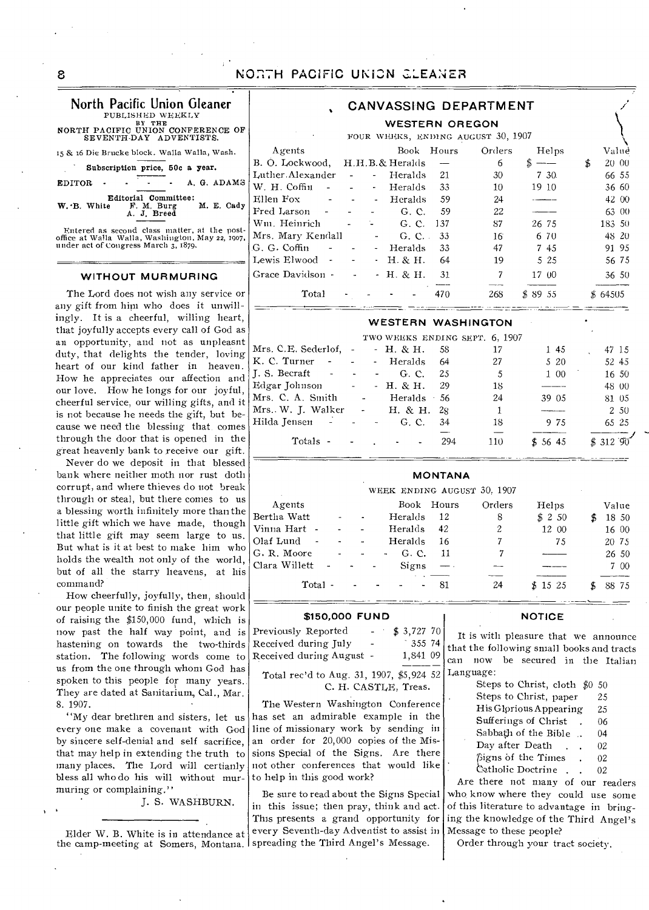## North Pacific Union Gleaner

PUBLISHED WEEKLY
BY THE
NORTH PACIFIC UNION CONFERENCE OF SEVENTH-DAY ADVENTISTS.

15 & 16 Die Brucke block, Walla Walla, Wash.

Subscription price, 50c a year.

EDITOR - - - - - A. G. ADAMS

Editorial Committee:
W. B. White F. M. Burg M. E. Cady
A. J. Breed

Entered as second class matter, at the post-office at Walla Walla, Washington, May 22, 1907, under act of Congress March 3, 1879.

### WITHOUT MURMURING

The Lord does not wish any service or any gift from him who does it unwillingly. It is a cheerful, willing heart, that joyfully accepts every call of God as an opportunity, and not as unpleasant duty, that delights the tender, loving heart of our kind father in heaven. How he appreciates our affection and our love. How he longs for our joyful, cheerful service, our willing gifts, and it is not because he needs the gift, but because we need the blessing that comes through the door that is opened in the great heavenly bank to receive our gift.

Never do we deposit in that blessed bank where neither moth nor rust doth corrupt, and where thieves do not break through or steal, but there comes to us a blessing worth infinitely more than the little gift which we have made, though that little gift may seem large to us. But what is it at best to make him who holds the wealth not only of the world, but of all the starry heavens, at his command?

How cheerfully, joyfully, then, should our people unite to finish the great work of raising the $150,000 fund, which is now past the half way point, and is hastening on towards the two-thirds station. The following words come to us from the one through whom God has spoken to this people for many years. They are dated at Sanitarium, Cal., Mar. 8, 1907.

"My dear brethren and sisters, let us every one make a covenant with God by sincere self-denial and self sacrifice, that may help in extending the truth to many places. The Lord will certianly bless all who do his will without murmuring or complaining."

J. S. WASHBURN.

Elder W. B. White is in attendance at the camp-meeting at Somers, Montana.

## CANVASSING DEPARTMENT

### WESTERN OREGON

FOUR WEEKS, ENDING AUGUST 30, 1907

| Agents | Book | Hours | Orders | Helps | Value |
|---|---|---|---|---|---|
| B. O. Lockwood, | H.H.B.& Heralds | — | 6 | $ —— | $ 20 00 |
| Luther Alexander | Heralds | 21 | 30 | 7 30 | 66 55 |
| W. H. Coffin | Heralds | 33 | 10 | 19 10 | 36 60 |
| Ellen Fox | Heralds | 59 | 24 | —— | 42 00 |
| Fred Larson | G. C. | 59 | 22 | —— | 63 00 |
| Wm. Heinrich | G. C. | 137 | 87 | 26 75 | 183 50 |
| Mrs. Mary Kendall | G. C. | 33 | 16 | 6 70 | 48 20 |
| G. G. Coffin | Heralds | 33 | 47 | 7 45 | 91 95 |
| Lewis Elwood | H. & H. | 64 | 19 | 5 25 | 56 75 |
| Grace Davidson | H. & H. | 31 | 7 | 17 00 | 36 50 |
| Total | | 470 | 268 | $ 89 55 | $ 64505 |

### WESTERN WASHINGTON

TWO WEEKS ENDING SEPT. 6, 1907

| Agents | Book | Hours | Orders | Helps | Value |
|---|---|---|---|---|---|
| Mrs. C.E. Sederlof, | H. & H. | 58 | 17 | 1 45 | 47 15 |
| K. C. Turner | Heralds | 64 | 27 | 5 20 | 52 45 |
| J. S. Becraft | G. C. | 25 | 5 | 1 00 | 16 50 |
| Edgar Johnson | H. & H. | 29 | 18 | —— | 48 00 |
| Mrs. C. A. Smith | Heralds | 56 | 24 | 39 05 | 81 05 |
| Mrs. W. J. Walker | H. & H. | 28 | 1 | —— | 2 50 |
| Hilda Jensen | G. C. | 34 | 18 | 9 75 | 65 25 |
| Totals | | 294 | 110 | $ 56 45 | $ 312 90 |

### MONTANA

WEEK ENDING AUGUST 30, 1907

| Agents | Book | Hours | Orders | Helps | Value |
|---|---|---|---|---|---|
| Bertha Watt | Heralds | 12 | 8 | $ 2 50 | $ 18 50 |
| Vinna Hart | Heralds | 42 | 2 | 12 00 | 16 00 |
| Olaf Lund | Heralds | 16 | 7 | 75 | 20 75 |
| G. R. Moore | G. C. | 11 | 7 | —— | 26 50 |
| Clara Willett | Signs | — | — | —— | 7 00 |
| Total | | 81 | 24 | $ 15 25 | $ 88 75 |

### $150,000 FUND

| | |
|---|---|
| Previously Reported | $ 3,727 70 |
| Received during July | 355 74 |
| Received during August | 1,841 09 |

Total rec'd to Aug. 31, 1907, $5,924 52

C. H. CASTLE, Treas.

The Western Washington Conference has set an admirable example in the line of missionary work by sending in an order for 20,000 copies of the Missions Special of the Signs. Are there not other conferences that would like to help in this good work?

Be sure to read about the Signs Special in this issue; then pray, think and act. This presents a grand opportunity for every Seventh-day Adventist to assist in spreading the Third Angel's Message.

### NOTICE

It is with pleasure that we announce that the following small books and tracts can now be secured in the Italian Language:

| | |
|---|---|
| Steps to Christ, cloth | $0 50 |
| Steps to Christ, paper | 25 |
| His Glorious Appearing | 25 |
| Sufferings of Christ | 06 |
| Sabbath of the Bible | 04 |
| Day after Death | 02 |
| Signs of the Times | 02 |
| Catholic Doctrine | 02 |

Are there not many of our readers who know where they could use some of this literature to advantage in bringing the knowledge of the Third Angel's Message to these people?

Order through your tract society.